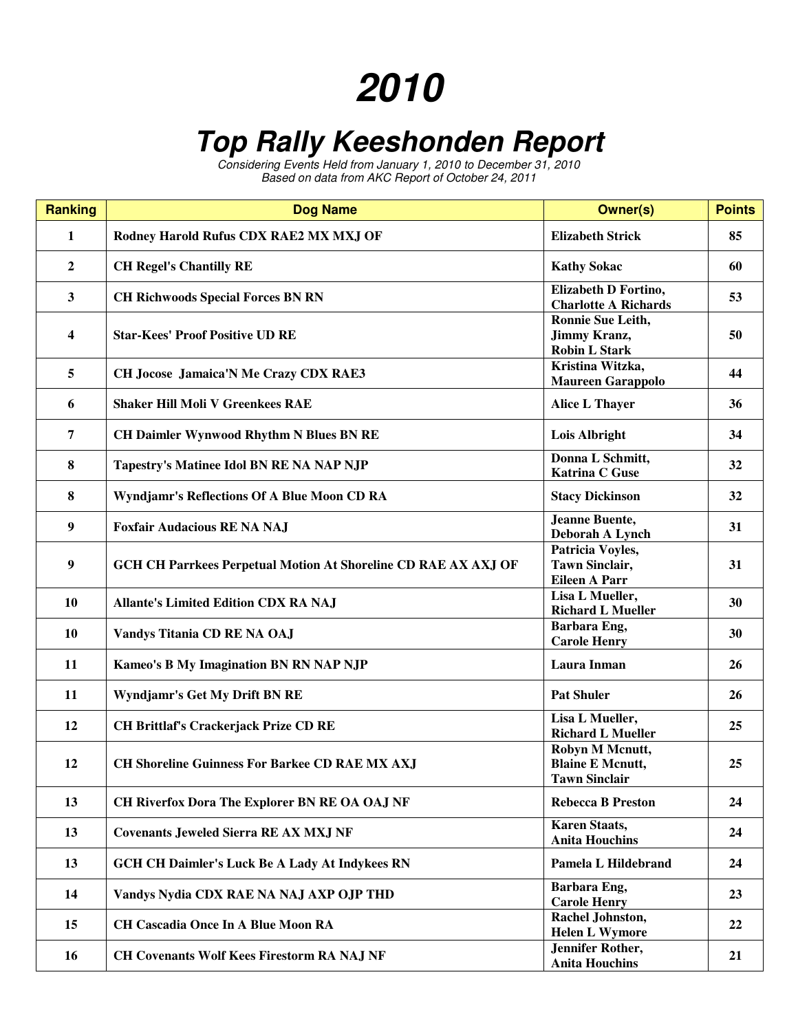# 2010

## Top Rally Keeshonden Report

*Considering Events Held from January 1, 2010 to December 31, 2010*
*Based on data from AKC Report of October 24, 2011*

| Ranking | Dog Name | Owner(s) | Points |
|---|---|---|---|
| 1 | Rodney Harold Rufus CDX RAE2 MX MXJ OF | Elizabeth Strick | 85 |
| 2 | CH Regel's Chantilly RE | Kathy Sokac | 60 |
| 3 | CH Richwoods Special Forces BN RN | Elizabeth D Fortino, Charlotte A Richards | 53 |
| 4 | Star-Kees' Proof Positive UD RE | Ronnie Sue Leith, Jimmy Kranz, Robin L Stark | 50 |
| 5 | CH Jocose Jamaica'N Me Crazy CDX RAE3 | Kristina Witzka, Maureen Garappolo | 44 |
| 6 | Shaker Hill Moli V Greenkees RAE | Alice L Thayer | 36 |
| 7 | CH Daimler Wynwood Rhythm N Blues BN RE | Lois Albright | 34 |
| 8 | Tapestry's Matinee Idol BN RE NA NAP NJP | Donna L Schmitt, Katrina C Guse | 32 |
| 8 | Wyndjamr's Reflections Of A Blue Moon CD RA | Stacy Dickinson | 32 |
| 9 | Foxfair Audacious RE NA NAJ | Jeanne Buente, Deborah A Lynch | 31 |
| 9 | GCH CH Parrkees Perpetual Motion At Shoreline CD RAE AX AXJ OF | Patricia Voyles, Tawn Sinclair, Eileen A Parr | 31 |
| 10 | Allante's Limited Edition CDX RA NAJ | Lisa L Mueller, Richard L Mueller | 30 |
| 10 | Vandys Titania CD RE NA OAJ | Barbara Eng, Carole Henry | 30 |
| 11 | Kameo's B My Imagination BN RN NAP NJP | Laura Inman | 26 |
| 11 | Wyndjamr's Get My Drift BN RE | Pat Shuler | 26 |
| 12 | CH Brittlaf's Crackerjack Prize CD RE | Lisa L Mueller, Richard L Mueller | 25 |
| 12 | CH Shoreline Guinness For Barkee CD RAE MX AXJ | Robyn M Mcnutt, Blaine E Mcnutt, Tawn Sinclair | 25 |
| 13 | CH Riverfox Dora The Explorer BN RE OA OAJ NF | Rebecca B Preston | 24 |
| 13 | Covenants Jeweled Sierra RE AX MXJ NF | Karen Staats, Anita Houchins | 24 |
| 13 | GCH CH Daimler's Luck Be A Lady At Indykees RN | Pamela L Hildebrand | 24 |
| 14 | Vandys Nydia CDX RAE NA NAJ AXP OJP THD | Barbara Eng, Carole Henry | 23 |
| 15 | CH Cascadia Once In A Blue Moon RA | Rachel Johnston, Helen L Wymore | 22 |
| 16 | CH Covenants Wolf Kees Firestorm RA NAJ NF | Jennifer Rother, Anita Houchins | 21 |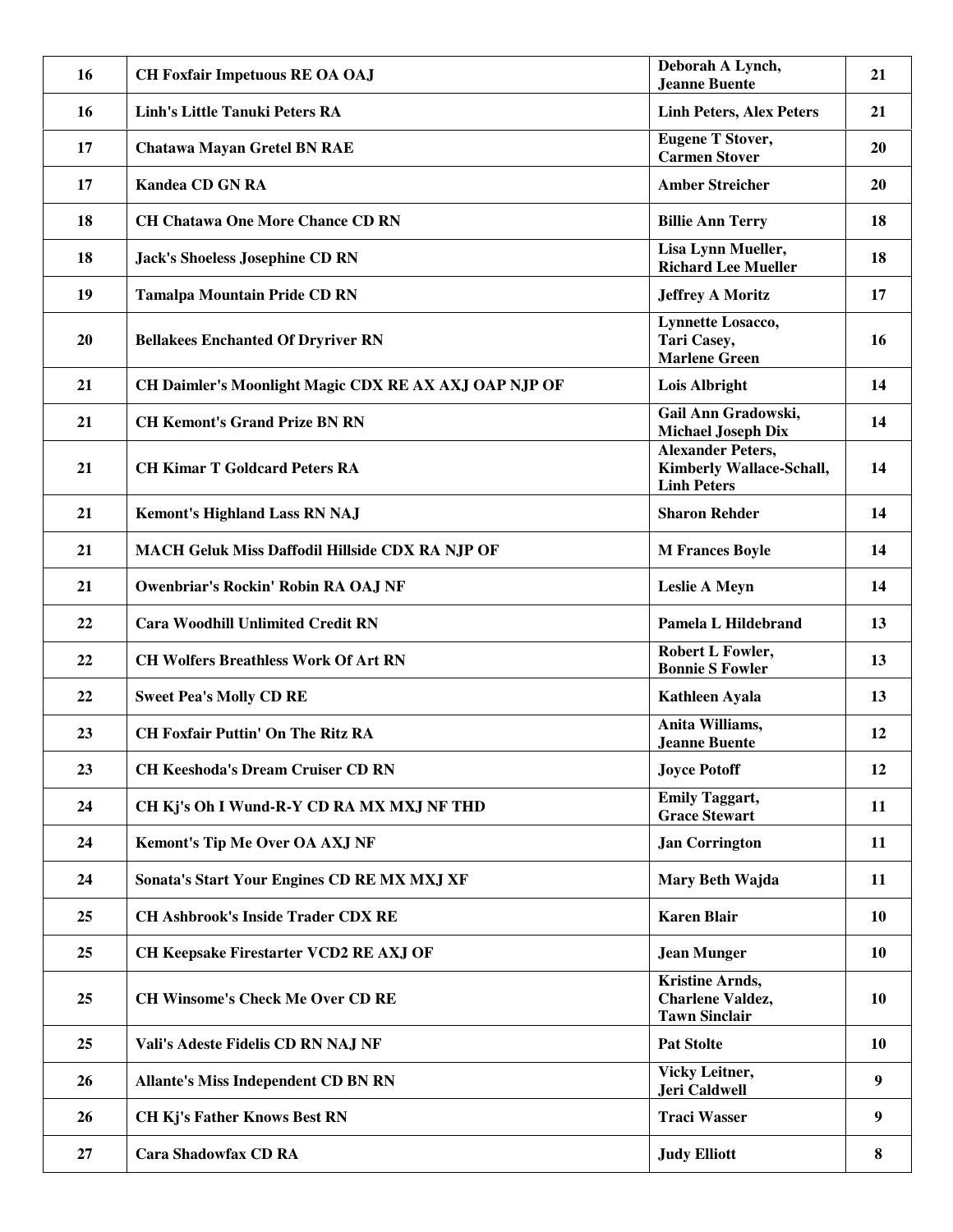| 16 | **CH Foxfair Impetuous RE OA OAJ** | **Deborah A Lynch, Jeanne Buente** | 21 |
|---|---|---|---|
| 16 | **Linh's Little Tanuki Peters RA** | **Linh Peters, Alex Peters** | 21 |
| 17 | **Chatawa Mayan Gretel BN RAE** | **Eugene T Stover, Carmen Stover** | 20 |
| 17 | **Kandea CD GN RA** | **Amber Streicher** | 20 |
| 18 | **CH Chatawa One More Chance CD RN** | **Billie Ann Terry** | 18 |
| 18 | **Jack's Shoeless Josephine CD RN** | **Lisa Lynn Mueller, Richard Lee Mueller** | 18 |
| 19 | **Tamalpa Mountain Pride CD RN** | **Jeffrey A Moritz** | 17 |
| 20 | **Bellakees Enchanted Of Dryriver RN** | **Lynnette Losacco, Tari Casey, Marlene Green** | 16 |
| 21 | **CH Daimler's Moonlight Magic CDX RE AX AXJ OAP NJP OF** | **Lois Albright** | 14 |
| 21 | **CH Kemont's Grand Prize BN RN** | **Gail Ann Gradowski, Michael Joseph Dix** | 14 |
| 21 | **CH Kimar T Goldcard Peters RA** | **Alexander Peters, Kimberly Wallace-Schall, Linh Peters** | 14 |
| 21 | **Kemont's Highland Lass RN NAJ** | **Sharon Rehder** | 14 |
| 21 | **MACH Geluk Miss Daffodil Hillside CDX RA NJP OF** | **M Frances Boyle** | 14 |
| 21 | **Owenbriar's Rockin' Robin RA OAJ NF** | **Leslie A Meyn** | 14 |
| 22 | **Cara Woodhill Unlimited Credit RN** | **Pamela L Hildebrand** | 13 |
| 22 | **CH Wolfers Breathless Work Of Art RN** | **Robert L Fowler, Bonnie S Fowler** | 13 |
| 22 | **Sweet Pea's Molly CD RE** | **Kathleen Ayala** | 13 |
| 23 | **CH Foxfair Puttin' On The Ritz RA** | **Anita Williams, Jeanne Buente** | 12 |
| 23 | **CH Keeshoda's Dream Cruiser CD RN** | **Joyce Potoff** | 12 |
| 24 | **CH Kj's Oh I Wund-R-Y CD RA MX MXJ NF THD** | **Emily Taggart, Grace Stewart** | 11 |
| 24 | **Kemont's Tip Me Over OA AXJ NF** | **Jan Corrington** | 11 |
| 24 | **Sonata's Start Your Engines CD RE MX MXJ XF** | **Mary Beth Wajda** | 11 |
| 25 | **CH Ashbrook's Inside Trader CDX RE** | **Karen Blair** | 10 |
| 25 | **CH Keepsake Firestarter VCD2 RE AXJ OF** | **Jean Munger** | 10 |
| 25 | **CH Winsome's Check Me Over CD RE** | **Kristine Arnds, Charlene Valdez, Tawn Sinclair** | 10 |
| 25 | **Vali's Adeste Fidelis CD RN NAJ NF** | **Pat Stolte** | 10 |
| 26 | **Allante's Miss Independent CD BN RN** | **Vicky Leitner, Jeri Caldwell** | 9 |
| 26 | **CH Kj's Father Knows Best RN** | **Traci Wasser** | 9 |
| 27 | **Cara Shadowfax CD RA** | **Judy Elliott** | 8 |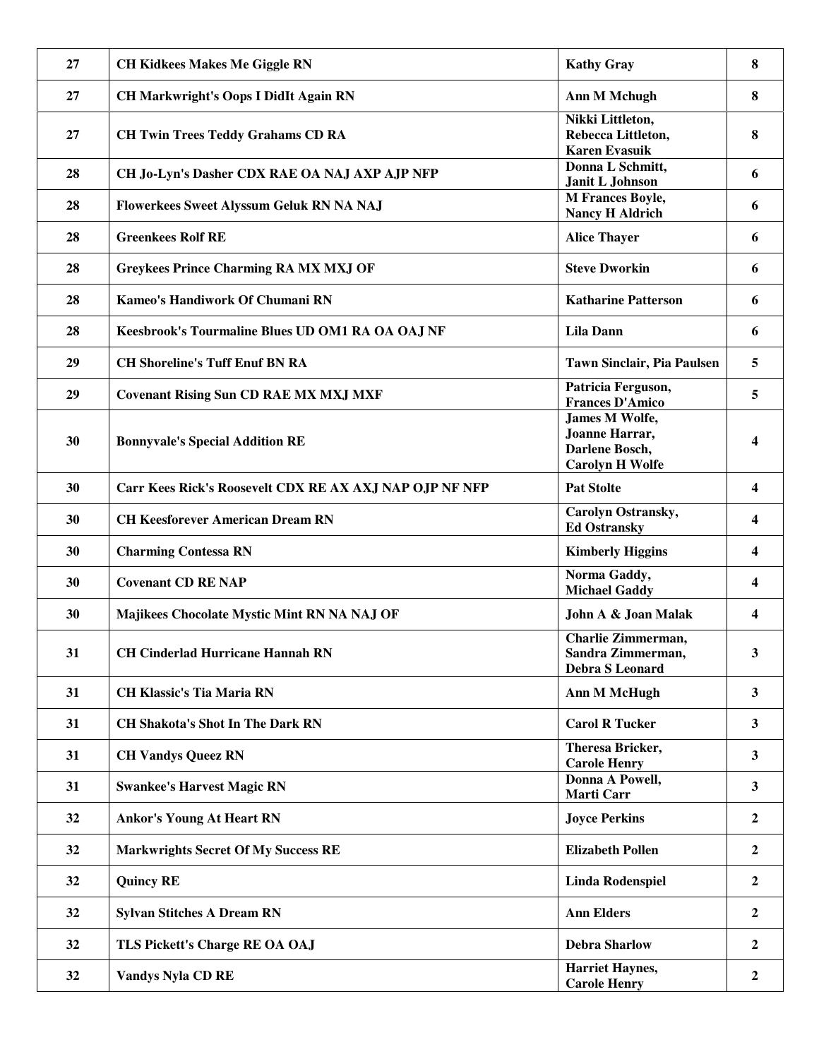| | | | |
|---|---|---|---|
| 27 | CH Kidkees Makes Me Giggle RN | Kathy Gray | 8 |
| 27 | CH Markwright's Oops I DidIt Again RN | Ann M Mchugh | 8 |
| 27 | CH Twin Trees Teddy Grahams CD RA | Nikki Littleton, Rebecca Littleton, Karen Evasuik | 8 |
| 28 | CH Jo-Lyn's Dasher CDX RAE OA NAJ AXP AJP NFP | Donna L Schmitt, Janit L Johnson | 6 |
| 28 | Flowerkees Sweet Alyssum Geluk RN NA NAJ | M Frances Boyle, Nancy H Aldrich | 6 |
| 28 | Greenkees Rolf RE | Alice Thayer | 6 |
| 28 | Greykees Prince Charming RA MX MXJ OF | Steve Dworkin | 6 |
| 28 | Kameo's Handiwork Of Chumani RN | Katharine Patterson | 6 |
| 28 | Keesbrook's Tourmaline Blues UD OM1 RA OA OAJ NF | Lila Dann | 6 |
| 29 | CH Shoreline's Tuff Enuf BN RA | Tawn Sinclair, Pia Paulsen | 5 |
| 29 | Covenant Rising Sun CD RAE MX MXJ MXF | Patricia Ferguson, Frances D'Amico | 5 |
| 30 | Bonnyvale's Special Addition RE | James M Wolfe, Joanne Harrar, Darlene Bosch, Carolyn H Wolfe | 4 |
| 30 | Carr Kees Rick's Roosevelt CDX RE AX AXJ NAP OJP NF NFP | Pat Stolte | 4 |
| 30 | CH Keesforever American Dream RN | Carolyn Ostransky, Ed Ostransky | 4 |
| 30 | Charming Contessa RN | Kimberly Higgins | 4 |
| 30 | Covenant CD RE NAP | Norma Gaddy, Michael Gaddy | 4 |
| 30 | Majikees Chocolate Mystic Mint RN NA NAJ OF | John A & Joan Malak | 4 |
| 31 | CH Cinderlad Hurricane Hannah RN | Charlie Zimmerman, Sandra Zimmerman, Debra S Leonard | 3 |
| 31 | CH Klassic's Tia Maria RN | Ann M McHugh | 3 |
| 31 | CH Shakota's Shot In The Dark RN | Carol R Tucker | 3 |
| 31 | CH Vandys Queez RN | Theresa Bricker, Carole Henry | 3 |
| 31 | Swankee's Harvest Magic RN | Donna A Powell, Marti Carr | 3 |
| 32 | Ankor's Young At Heart RN | Joyce Perkins | 2 |
| 32 | Markwrights Secret Of My Success RE | Elizabeth Pollen | 2 |
| 32 | Quincy RE | Linda Rodenspiel | 2 |
| 32 | Sylvan Stitches A Dream RN | Ann Elders | 2 |
| 32 | TLS Pickett's Charge RE OA OAJ | Debra Sharlow | 2 |
| 32 | Vandys Nyla CD RE | Harriet Haynes, Carole Henry | 2 |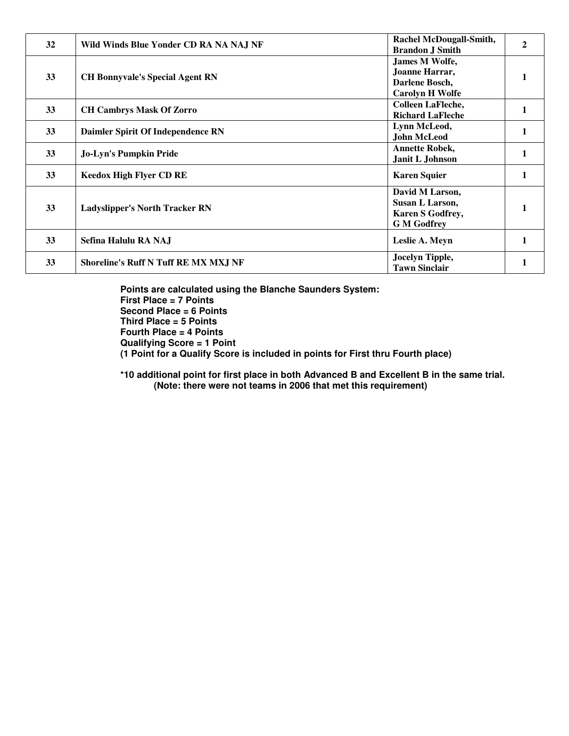| | | | |
|---|---|---|---|
| 32 | Wild Winds Blue Yonder CD RA NA NAJ NF | Rachel McDougall-Smith, Brandon J Smith | 2 |
| 33 | CH Bonnyvale's Special Agent RN | James M Wolfe, Joanne Harrar, Darlene Bosch, Carolyn H Wolfe | 1 |
| 33 | CH Cambrys Mask Of Zorro | Colleen LaFleche, Richard LaFleche | 1 |
| 33 | Daimler Spirit Of Independence RN | Lynn McLeod, John McLeod | 1 |
| 33 | Jo-Lyn's Pumpkin Pride | Annette Robek, Janit L Johnson | 1 |
| 33 | Keedox High Flyer CD RE | Karen Squier | 1 |
| 33 | Ladyslipper's North Tracker RN | David M Larson, Susan L Larson, Karen S Godfrey, G M Godfrey | 1 |
| 33 | Sefina Halulu RA NAJ | Leslie A. Meyn | 1 |
| 33 | Shoreline's Ruff N Tuff RE MX MXJ NF | Jocelyn Tipple, Tawn Sinclair | 1 |

**Points are calculated using the Blanche Saunders System:**
**First Place = 7 Points**
**Second Place = 6 Points**
**Third Place = 5 Points**
**Fourth Place = 4 Points**
**Qualifying Score = 1 Point**
**(1 Point for a Qualify Score is included in points for First thru Fourth place)**

**\*10 additional point for first place in both Advanced B and Excellent B in the same trial.**
**(Note: there were not teams in 2006 that met this requirement)**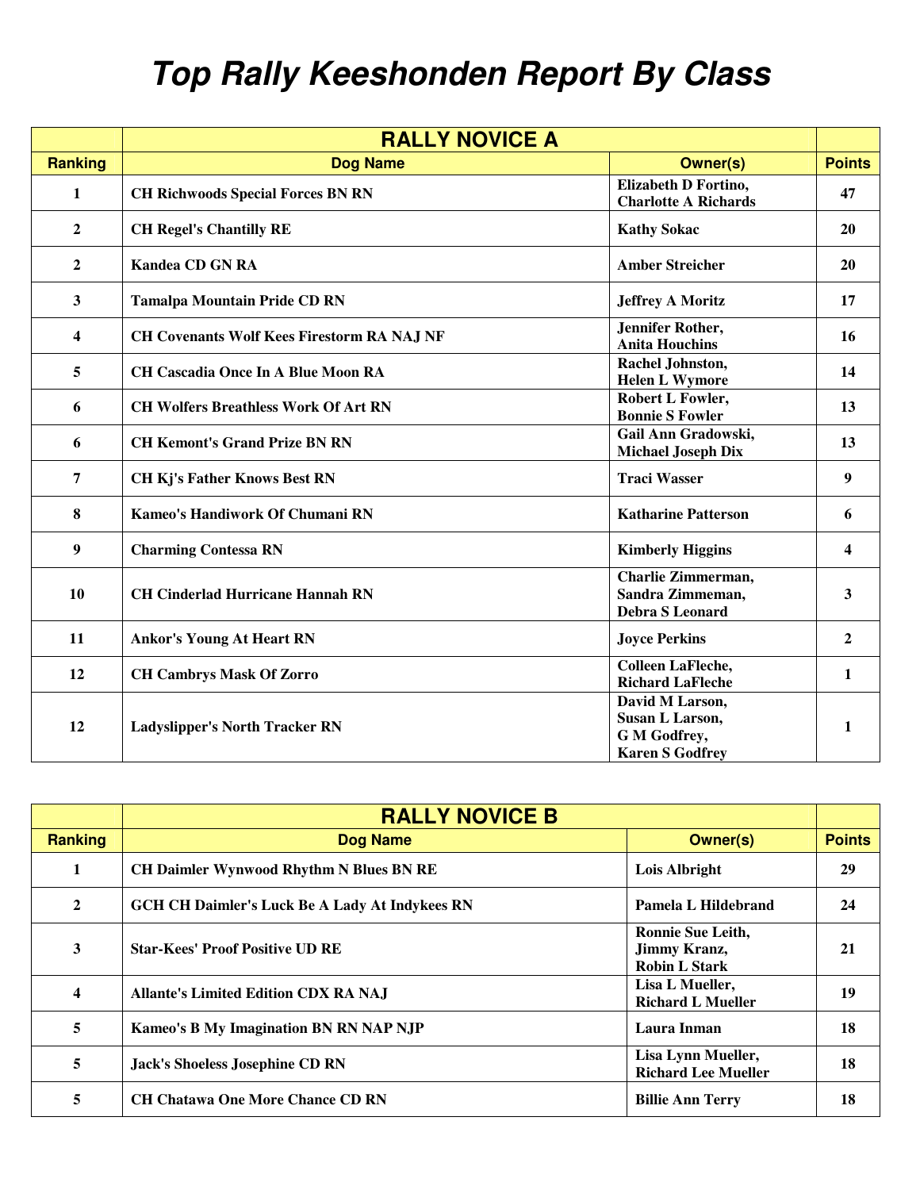# Top Rally Keeshonden Report By Class

| | RALLY NOVICE A | | |
|---|---|---|---|
| **Ranking** | **Dog Name** | **Owner(s)** | **Points** |
| 1 | CH Richwoods Special Forces BN RN | Elizabeth D Fortino, Charlotte A Richards | 47 |
| 2 | CH Regel's Chantilly RE | Kathy Sokac | 20 |
| 2 | Kandea CD GN RA | Amber Streicher | 20 |
| 3 | Tamalpa Mountain Pride CD RN | Jeffrey A Moritz | 17 |
| 4 | CH Covenants Wolf Kees Firestorm RA NAJ NF | Jennifer Rother, Anita Houchins | 16 |
| 5 | CH Cascadia Once In A Blue Moon RA | Rachel Johnston, Helen L Wymore | 14 |
| 6 | CH Wolfers Breathless Work Of Art RN | Robert L Fowler, Bonnie S Fowler | 13 |
| 6 | CH Kemont's Grand Prize BN RN | Gail Ann Gradowski, Michael Joseph Dix | 13 |
| 7 | CH Kj's Father Knows Best RN | Traci Wasser | 9 |
| 8 | Kameo's Handiwork Of Chumani RN | Katharine Patterson | 6 |
| 9 | Charming Contessa RN | Kimberly Higgins | 4 |
| 10 | CH Cinderlad Hurricane Hannah RN | Charlie Zimmerman, Sandra Zimmeman, Debra S Leonard | 3 |
| 11 | Ankor's Young At Heart RN | Joyce Perkins | 2 |
| 12 | CH Cambrys Mask Of Zorro | Colleen LaFleche, Richard LaFleche | 1 |
| 12 | Ladyslipper's North Tracker RN | David M Larson, Susan L Larson, G M Godfrey, Karen S Godfrey | 1 |

| | RALLY NOVICE B | | |
|---|---|---|---|
| **Ranking** | **Dog Name** | **Owner(s)** | **Points** |
| 1 | CH Daimler Wynwood Rhythm N Blues BN RE | Lois Albright | 29 |
| 2 | GCH CH Daimler's Luck Be A Lady At Indykees RN | Pamela L Hildebrand | 24 |
| 3 | Star-Kees' Proof Positive UD RE | Ronnie Sue Leith, Jimmy Kranz, Robin L Stark | 21 |
| 4 | Allante's Limited Edition CDX RA NAJ | Lisa L Mueller, Richard L Mueller | 19 |
| 5 | Kameo's B My Imagination BN RN NAP NJP | Laura Inman | 18 |
| 5 | Jack's Shoeless Josephine CD RN | Lisa Lynn Mueller, Richard Lee Mueller | 18 |
| 5 | CH Chatawa One More Chance CD RN | Billie Ann Terry | 18 |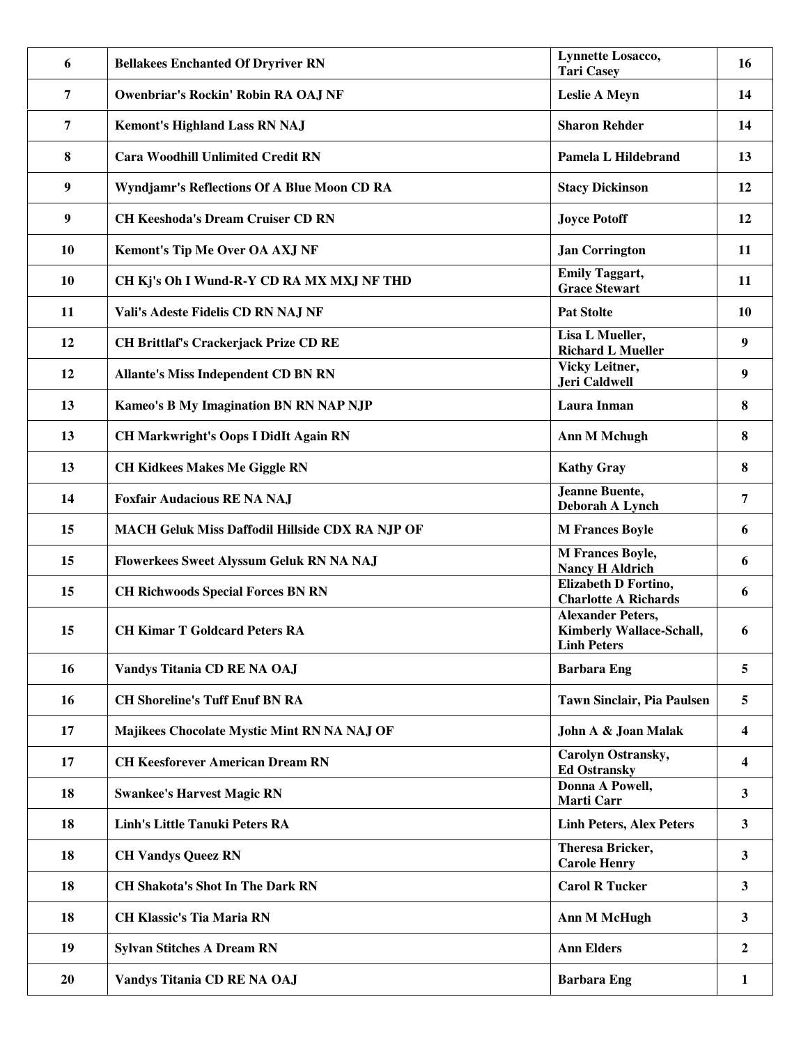| 6 | Bellakees Enchanted Of Dryriver RN | Lynnette Losacco, Tari Casey | 16 |
|---|---|---|---|
| 7 | Owenbriar's Rockin' Robin RA OAJ NF | Leslie A Meyn | 14 |
| 7 | Kemont's Highland Lass RN NAJ | Sharon Rehder | 14 |
| 8 | Cara Woodhill Unlimited Credit RN | Pamela L Hildebrand | 13 |
| 9 | Wyndjamr's Reflections Of A Blue Moon CD RA | Stacy Dickinson | 12 |
| 9 | CH Keeshoda's Dream Cruiser CD RN | Joyce Potoff | 12 |
| 10 | Kemont's Tip Me Over OA AXJ NF | Jan Corrington | 11 |
| 10 | CH Kj's Oh I Wund-R-Y CD RA MX MXJ NF THD | Emily Taggart, Grace Stewart | 11 |
| 11 | Vali's Adeste Fidelis CD RN NAJ NF | Pat Stolte | 10 |
| 12 | CH Brittlaf's Crackerjack Prize CD RE | Lisa L Mueller, Richard L Mueller | 9 |
| 12 | Allante's Miss Independent CD BN RN | Vicky Leitner, Jeri Caldwell | 9 |
| 13 | Kameo's B My Imagination BN RN NAP NJP | Laura Inman | 8 |
| 13 | CH Markwright's Oops I DidIt Again RN | Ann M Mchugh | 8 |
| 13 | CH Kidkees Makes Me Giggle RN | Kathy Gray | 8 |
| 14 | Foxfair Audacious RE NA NAJ | Jeanne Buente, Deborah A Lynch | 7 |
| 15 | MACH Geluk Miss Daffodil Hillside CDX RA NJP OF | M Frances Boyle | 6 |
| 15 | Flowerkees Sweet Alyssum Geluk RN NA NAJ | M Frances Boyle, Nancy H Aldrich | 6 |
| 15 | CH Richwoods Special Forces BN RN | Elizabeth D Fortino, Charlotte A Richards | 6 |
| 15 | CH Kimar T Goldcard Peters RA | Alexander Peters, Kimberly Wallace-Schall, Linh Peters | 6 |
| 16 | Vandys Titania CD RE NA OAJ | Barbara Eng | 5 |
| 16 | CH Shoreline's Tuff Enuf BN RA | Tawn Sinclair, Pia Paulsen | 5 |
| 17 | Majikees Chocolate Mystic Mint RN NA NAJ OF | John A & Joan Malak | 4 |
| 17 | CH Keesforever American Dream RN | Carolyn Ostransky, Ed Ostransky | 4 |
| 18 | Swankee's Harvest Magic RN | Donna A Powell, Marti Carr | 3 |
| 18 | Linh's Little Tanuki Peters RA | Linh Peters, Alex Peters | 3 |
| 18 | CH Vandys Queez RN | Theresa Bricker, Carole Henry | 3 |
| 18 | CH Shakota's Shot In The Dark RN | Carol R Tucker | 3 |
| 18 | CH Klassic's Tia Maria RN | Ann M McHugh | 3 |
| 19 | Sylvan Stitches A Dream RN | Ann Elders | 2 |
| 20 | Vandys Titania CD RE NA OAJ | Barbara Eng | 1 |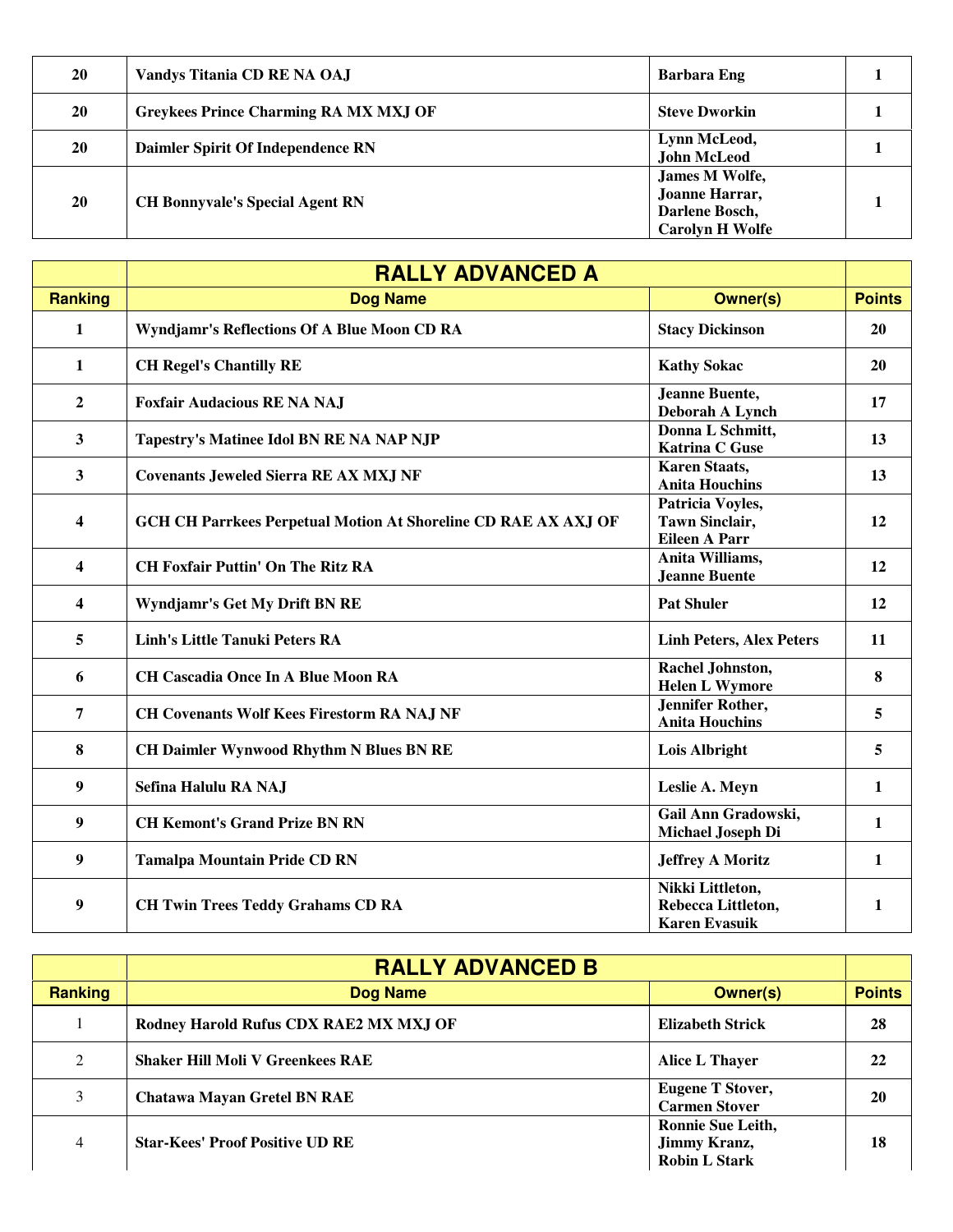| Ranking | Dog Name | Owner(s) | Points |
|---|---|---|---|
| 20 | Vandys Titania CD RE NA OAJ | Barbara Eng | 1 |
| 20 | Greykees Prince Charming RA MX MXJ OF | Steve Dworkin | 1 |
| 20 | Daimler Spirit Of Independence RN | Lynn McLeod, John McLeod | 1 |
| 20 | CH Bonnyvale's Special Agent RN | James M Wolfe, Joanne Harrar, Darlene Bosch, Carolyn H Wolfe | 1 |

## RALLY ADVANCED A

| Ranking | Dog Name | Owner(s) | Points |
|---|---|---|---|
| 1 | Wyndjamr's Reflections Of A Blue Moon CD RA | Stacy Dickinson | 20 |
| 1 | CH Regel's Chantilly RE | Kathy Sokac | 20 |
| 2 | Foxfair Audacious RE NA NAJ | Jeanne Buente, Deborah A Lynch | 17 |
| 3 | Tapestry's Matinee Idol BN RE NA NAP NJP | Donna L Schmitt, Katrina C Guse | 13 |
| 3 | Covenants Jeweled Sierra RE AX MXJ NF | Karen Staats, Anita Houchins | 13 |
| 4 | GCH CH Parrkees Perpetual Motion At Shoreline CD RAE AX AXJ OF | Patricia Voyles, Tawn Sinclair, Eileen A Parr | 12 |
| 4 | CH Foxfair Puttin' On The Ritz RA | Anita Williams, Jeanne Buente | 12 |
| 4 | Wyndjamr's Get My Drift BN RE | Pat Shuler | 12 |
| 5 | Linh's Little Tanuki Peters RA | Linh Peters, Alex Peters | 11 |
| 6 | CH Cascadia Once In A Blue Moon RA | Rachel Johnston, Helen L Wymore | 8 |
| 7 | CH Covenants Wolf Kees Firestorm RA NAJ NF | Jennifer Rother, Anita Houchins | 5 |
| 8 | CH Daimler Wynwood Rhythm N Blues BN RE | Lois Albright | 5 |
| 9 | Sefina Halulu RA NAJ | Leslie A. Meyn | 1 |
| 9 | CH Kemont's Grand Prize BN RN | Gail Ann Gradowski, Michael Joseph Di | 1 |
| 9 | Tamalpa Mountain Pride CD RN | Jeffrey A Moritz | 1 |
| 9 | CH Twin Trees Teddy Grahams CD RA | Nikki Littleton, Rebecca Littleton, Karen Evasuik | 1 |

## RALLY ADVANCED B

| Ranking | Dog Name | Owner(s) | Points |
|---|---|---|---|
| 1 | Rodney Harold Rufus CDX RAE2 MX MXJ OF | Elizabeth Strick | 28 |
| 2 | Shaker Hill Moli V Greenkees RAE | Alice L Thayer | 22 |
| 3 | Chatawa Mayan Gretel BN RAE | Eugene T Stover, Carmen Stover | 20 |
| 4 | Star-Kees' Proof Positive UD RE | Ronnie Sue Leith, Jimmy Kranz, Robin L Stark | 18 |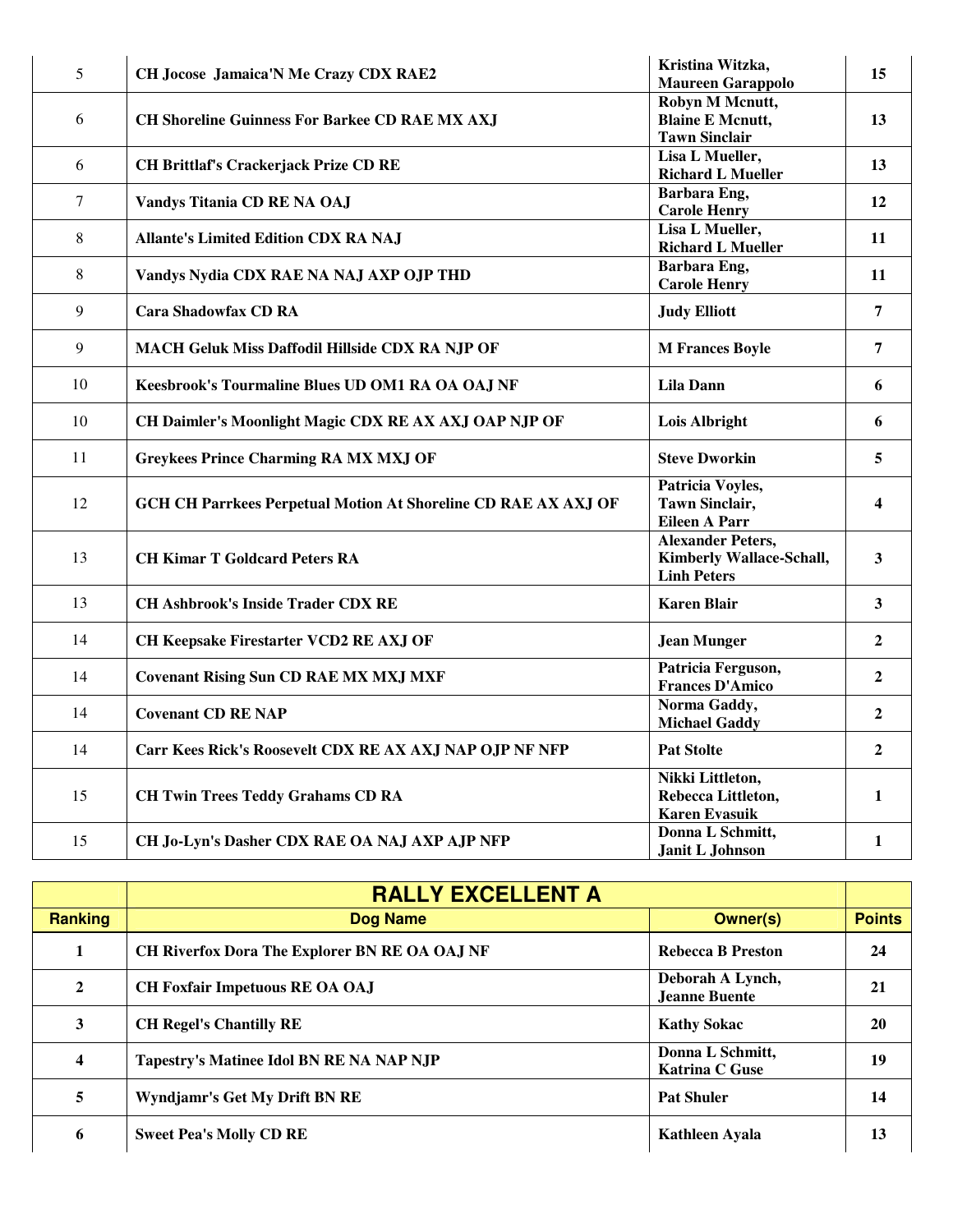| | | | |
|---|---|---|---|
| 5 | CH Jocose Jamaica'N Me Crazy CDX RAE2 | Kristina Witzka, Maureen Garappolo | 15 |
| 6 | CH Shoreline Guinness For Barkee CD RAE MX AXJ | Robyn M Mcnutt, Blaine E Mcnutt, Tawn Sinclair | 13 |
| 6 | CH Brittlaf's Crackerjack Prize CD RE | Lisa L Mueller, Richard L Mueller | 13 |
| 7 | Vandys Titania CD RE NA OAJ | Barbara Eng, Carole Henry | 12 |
| 8 | Allante's Limited Edition CDX RA NAJ | Lisa L Mueller, Richard L Mueller | 11 |
| 8 | Vandys Nydia CDX RAE NA NAJ AXP OJP THD | Barbara Eng, Carole Henry | 11 |
| 9 | Cara Shadowfax CD RA | Judy Elliott | 7 |
| 9 | MACH Geluk Miss Daffodil Hillside CDX RA NJP OF | M Frances Boyle | 7 |
| 10 | Keesbrook's Tourmaline Blues UD OM1 RA OA OAJ NF | Lila Dann | 6 |
| 10 | CH Daimler's Moonlight Magic CDX RE AX AXJ OAP NJP OF | Lois Albright | 6 |
| 11 | Greykees Prince Charming RA MX MXJ OF | Steve Dworkin | 5 |
| 12 | GCH CH Parrkees Perpetual Motion At Shoreline CD RAE AX AXJ OF | Patricia Voyles, Tawn Sinclair, Eileen A Parr | 4 |
| 13 | CH Kimar T Goldcard Peters RA | Alexander Peters, Kimberly Wallace-Schall, Linh Peters | 3 |
| 13 | CH Ashbrook's Inside Trader CDX RE | Karen Blair | 3 |
| 14 | CH Keepsake Firestarter VCD2 RE AXJ OF | Jean Munger | 2 |
| 14 | Covenant Rising Sun CD RAE MX MXJ MXF | Patricia Ferguson, Frances D'Amico | 2 |
| 14 | Covenant CD RE NAP | Norma Gaddy, Michael Gaddy | 2 |
| 14 | Carr Kees Rick's Roosevelt CDX RE AX AXJ NAP OJP NF NFP | Pat Stolte | 2 |
| 15 | CH Twin Trees Teddy Grahams CD RA | Nikki Littleton, Rebecca Littleton, Karen Evasuik | 1 |
| 15 | CH Jo-Lyn's Dasher CDX RAE OA NAJ AXP AJP NFP | Donna L Schmitt, Janit L Johnson | 1 |

| | RALLY EXCELLENT A | | |
|---|---|---|---|
| **Ranking** | **Dog Name** | **Owner(s)** | **Points** |
| 1 | CH Riverfox Dora The Explorer BN RE OA OAJ NF | Rebecca B Preston | 24 |
| 2 | CH Foxfair Impetuous RE OA OAJ | Deborah A Lynch, Jeanne Buente | 21 |
| 3 | CH Regel's Chantilly RE | Kathy Sokac | 20 |
| 4 | Tapestry's Matinee Idol BN RE NA NAP NJP | Donna L Schmitt, Katrina C Guse | 19 |
| 5 | Wyndjamr's Get My Drift BN RE | Pat Shuler | 14 |
| 6 | Sweet Pea's Molly CD RE | Kathleen Ayala | 13 |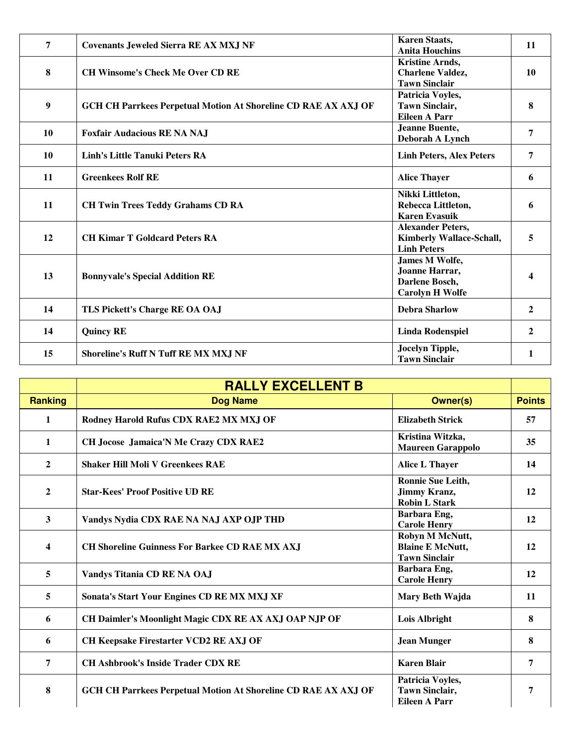| | | | |
|---|---|---|---|
| 7 | Covenants Jeweled Sierra RE AX MXJ NF | Karen Staats, Anita Houchins | 11 |
| 8 | CH Winsome's Check Me Over CD RE | Kristine Arnds, Charlene Valdez, Tawn Sinclair | 10 |
| 9 | GCH CH Parrkees Perpetual Motion At Shoreline CD RAE AX AXJ OF | Patricia Voyles, Tawn Sinclair, Eileen A Parr | 8 |
| 10 | Foxfair Audacious RE NA NAJ | Jeanne Buente, Deborah A Lynch | 7 |
| 10 | Linh's Little Tanuki Peters RA | Linh Peters, Alex Peters | 7 |
| 11 | Greenkees Rolf RE | Alice Thayer | 6 |
| 11 | CH Twin Trees Teddy Grahams CD RA | Nikki Littleton, Rebecca Littleton, Karen Evasuik | 6 |
| 12 | CH Kimar T Goldcard Peters RA | Alexander Peters, Kimberly Wallace-Schall, Linh Peters | 5 |
| 13 | Bonnyvale's Special Addition RE | James M Wolfe, Joanne Harrar, Darlene Bosch, Carolyn H Wolfe | 4 |
| 14 | TLS Pickett's Charge RE OA OAJ | Debra Sharlow | 2 |
| 14 | Quincy RE | Linda Rodenspiel | 2 |
| 15 | Shoreline's Ruff N Tuff RE MX MXJ NF | Jocelyn Tipple, Tawn Sinclair | 1 |

## RALLY EXCELLENT B

| Ranking | Dog Name | Owner(s) | Points |
|---|---|---|---|
| 1 | Rodney Harold Rufus CDX RAE2 MX MXJ OF | Elizabeth Strick | 57 |
| 1 | CH Jocose Jamaica'N Me Crazy CDX RAE2 | Kristina Witzka, Maureen Garappolo | 35 |
| 2 | Shaker Hill Moli V Greenkees RAE | Alice L Thayer | 14 |
| 2 | Star-Kees' Proof Positive UD RE | Ronnie Sue Leith, Jimmy Kranz, Robin L Stark | 12 |
| 3 | Vandys Nydia CDX RAE NA NAJ AXP OJP THD | Barbara Eng, Carole Henry | 12 |
| 4 | CH Shoreline Guinness For Barkee CD RAE MX AXJ | Robyn M McNutt, Blaine E McNutt, Tawn Sinclair | 12 |
| 5 | Vandys Titania CD RE NA OAJ | Barbara Eng, Carole Henry | 12 |
| 5 | Sonata's Start Your Engines CD RE MX MXJ XF | Mary Beth Wajda | 11 |
| 6 | CH Daimler's Moonlight Magic CDX RE AX AXJ OAP NJP OF | Lois Albright | 8 |
| 6 | CH Keepsake Firestarter VCD2 RE AXJ OF | Jean Munger | 8 |
| 7 | CH Ashbrook's Inside Trader CDX RE | Karen Blair | 7 |
| 8 | GCH CH Parrkees Perpetual Motion At Shoreline CD RAE AX AXJ OF | Patricia Voyles, Tawn Sinclair, Eileen A Parr | 7 |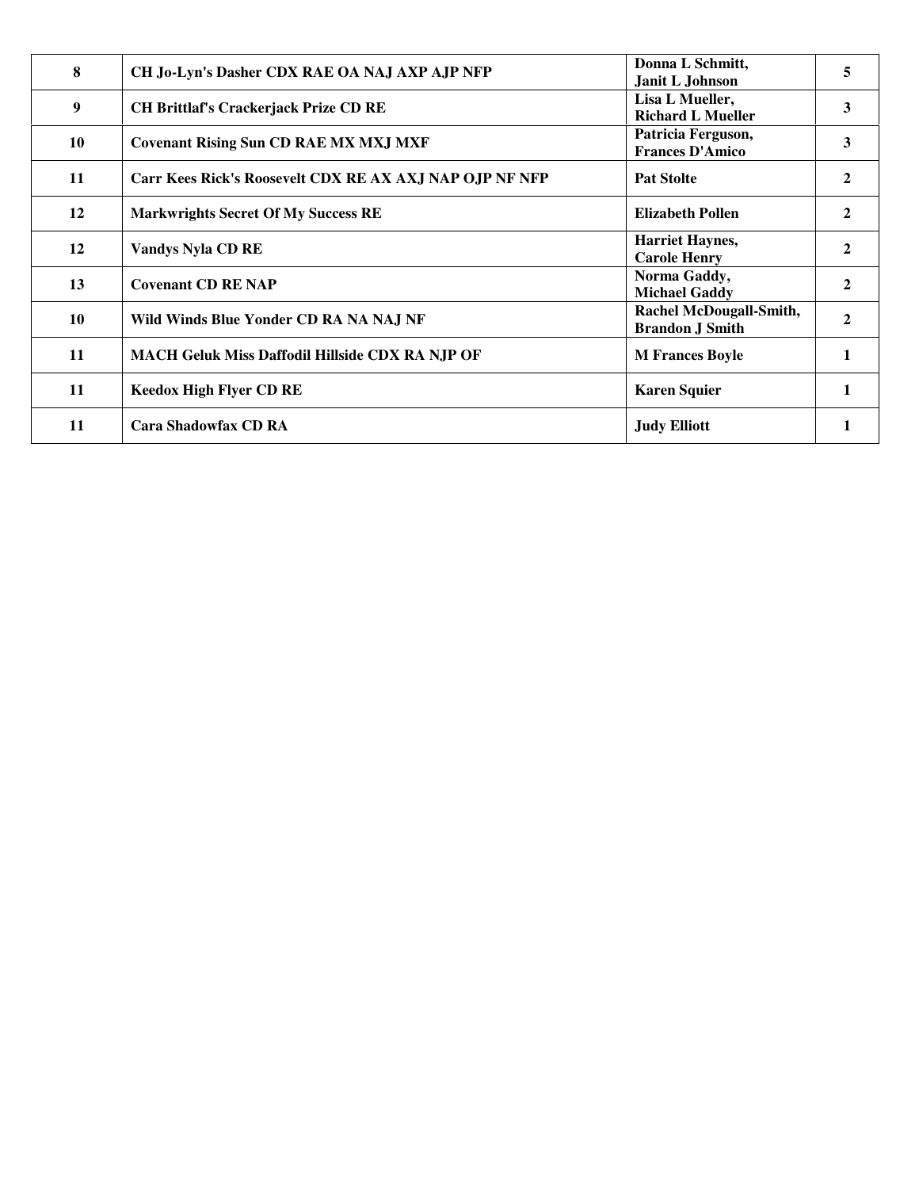| | | | |
|---|---|---|---|
| 8 | CH Jo-Lyn's Dasher CDX RAE OA NAJ AXP AJP NFP | Donna L Schmitt, Janit L Johnson | 5 |
| 9 | CH Brittlaf's Crackerjack Prize CD RE | Lisa L Mueller, Richard L Mueller | 3 |
| 10 | Covenant Rising Sun CD RAE MX MXJ MXF | Patricia Ferguson, Frances D'Amico | 3 |
| 11 | Carr Kees Rick's Roosevelt CDX RE AX AXJ NAP OJP NF NFP | Pat Stolte | 2 |
| 12 | Markwrights Secret Of My Success RE | Elizabeth Pollen | 2 |
| 12 | Vandys Nyla CD RE | Harriet Haynes, Carole Henry | 2 |
| 13 | Covenant CD RE NAP | Norma Gaddy, Michael Gaddy | 2 |
| 10 | Wild Winds Blue Yonder CD RA NA NAJ NF | Rachel McDougall-Smith, Brandon J Smith | 2 |
| 11 | MACH Geluk Miss Daffodil Hillside CDX RA NJP OF | M Frances Boyle | 1 |
| 11 | Keedox High Flyer CD RE | Karen Squier | 1 |
| 11 | Cara Shadowfax CD RA | Judy Elliott | 1 |